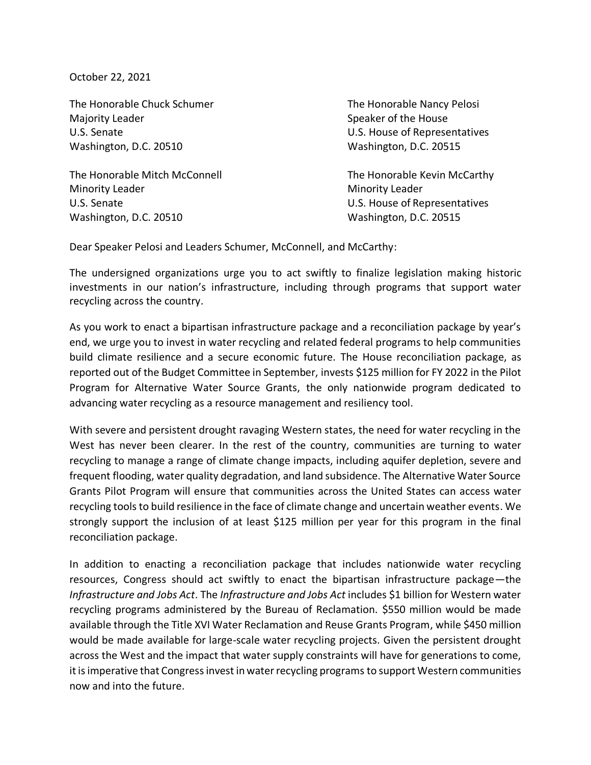October 22, 2021

The Honorable Chuck Schumer
Majority Leader
U.S. Senate
Washington, D.C. 20510

The Honorable Nancy Pelosi
Speaker of the House
U.S. House of Representatives
Washington, D.C. 20515

The Honorable Mitch McConnell
Minority Leader
U.S. Senate
Washington, D.C. 20510

The Honorable Kevin McCarthy
Minority Leader
U.S. House of Representatives
Washington, D.C. 20515

Dear Speaker Pelosi and Leaders Schumer, McConnell, and McCarthy:

The undersigned organizations urge you to act swiftly to finalize legislation making historic investments in our nation's infrastructure, including through programs that support water recycling across the country.

As you work to enact a bipartisan infrastructure package and a reconciliation package by year's end, we urge you to invest in water recycling and related federal programs to help communities build climate resilience and a secure economic future. The House reconciliation package, as reported out of the Budget Committee in September, invests $125 million for FY 2022 in the Pilot Program for Alternative Water Source Grants, the only nationwide program dedicated to advancing water recycling as a resource management and resiliency tool.

With severe and persistent drought ravaging Western states, the need for water recycling in the West has never been clearer. In the rest of the country, communities are turning to water recycling to manage a range of climate change impacts, including aquifer depletion, severe and frequent flooding, water quality degradation, and land subsidence. The Alternative Water Source Grants Pilot Program will ensure that communities across the United States can access water recycling tools to build resilience in the face of climate change and uncertain weather events. We strongly support the inclusion of at least $125 million per year for this program in the final reconciliation package.

In addition to enacting a reconciliation package that includes nationwide water recycling resources, Congress should act swiftly to enact the bipartisan infrastructure package—the *Infrastructure and Jobs Act*. The *Infrastructure and Jobs Act* includes $1 billion for Western water recycling programs administered by the Bureau of Reclamation. $550 million would be made available through the Title XVI Water Reclamation and Reuse Grants Program, while $450 million would be made available for large-scale water recycling projects. Given the persistent drought across the West and the impact that water supply constraints will have for generations to come, it is imperative that Congress invest in water recycling programs to support Western communities now and into the future.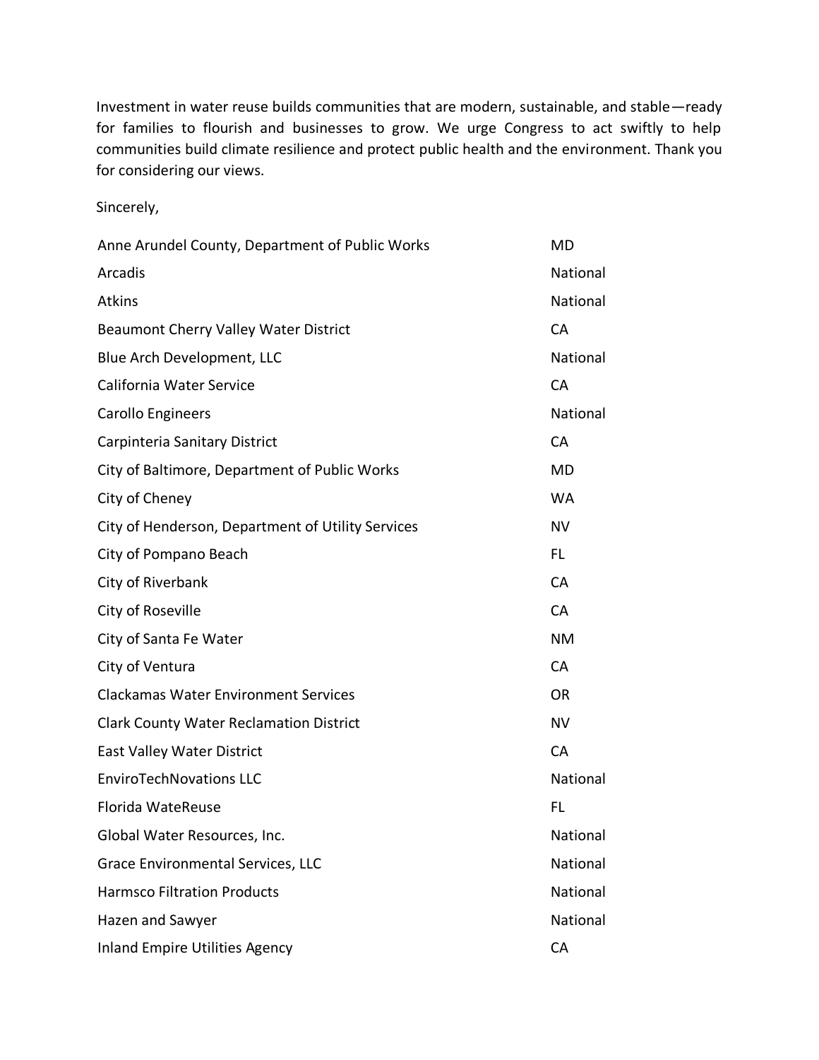Investment in water reuse builds communities that are modern, sustainable, and stable—ready for families to flourish and businesses to grow. We urge Congress to act swiftly to help communities build climate resilience and protect public health and the environment. Thank you for considering our views.

Sincerely,

| | |
|---|---|
| Anne Arundel County, Department of Public Works | MD |
| Arcadis | National |
| Atkins | National |
| Beaumont Cherry Valley Water District | CA |
| Blue Arch Development, LLC | National |
| California Water Service | CA |
| Carollo Engineers | National |
| Carpinteria Sanitary District | CA |
| City of Baltimore, Department of Public Works | MD |
| City of Cheney | WA |
| City of Henderson, Department of Utility Services | NV |
| City of Pompano Beach | FL |
| City of Riverbank | CA |
| City of Roseville | CA |
| City of Santa Fe Water | NM |
| City of Ventura | CA |
| Clackamas Water Environment Services | OR |
| Clark County Water Reclamation District | NV |
| East Valley Water District | CA |
| EnviroTechNovations LLC | National |
| Florida WateReuse | FL |
| Global Water Resources, Inc. | National |
| Grace Environmental Services, LLC | National |
| Harmsco Filtration Products | National |
| Hazen and Sawyer | National |
| Inland Empire Utilities Agency | CA |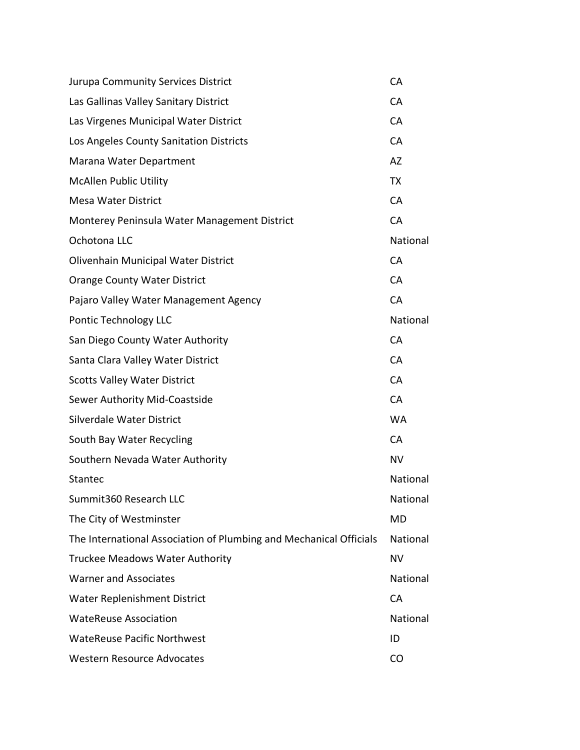| | |
|---|---|
| Jurupa Community Services District | CA |
| Las Gallinas Valley Sanitary District | CA |
| Las Virgenes Municipal Water District | CA |
| Los Angeles County Sanitation Districts | CA |
| Marana Water Department | AZ |
| McAllen Public Utility | TX |
| Mesa Water District | CA |
| Monterey Peninsula Water Management District | CA |
| Ochotona LLC | National |
| Olivenhain Municipal Water District | CA |
| Orange County Water District | CA |
| Pajaro Valley Water Management Agency | CA |
| Pontic Technology LLC | National |
| San Diego County Water Authority | CA |
| Santa Clara Valley Water District | CA |
| Scotts Valley Water District | CA |
| Sewer Authority Mid-Coastside | CA |
| Silverdale Water District | WA |
| South Bay Water Recycling | CA |
| Southern Nevada Water Authority | NV |
| Stantec | National |
| Summit360 Research LLC | National |
| The City of Westminster | MD |
| The International Association of Plumbing and Mechanical Officials | National |
| Truckee Meadows Water Authority | NV |
| Warner and Associates | National |
| Water Replenishment District | CA |
| WateReuse Association | National |
| WateReuse Pacific Northwest | ID |
| Western Resource Advocates | CO |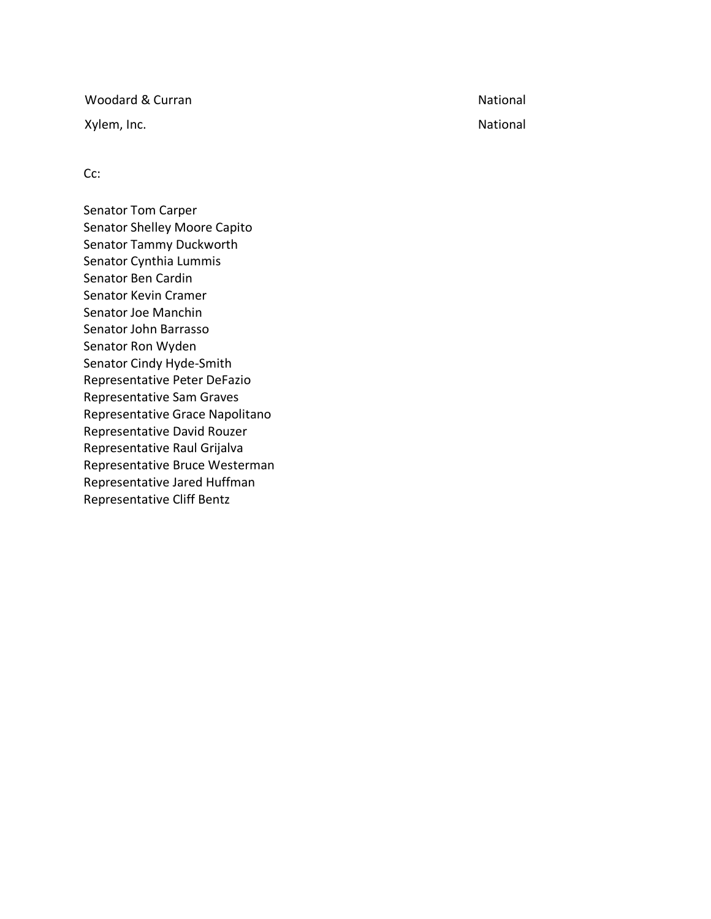| | |
|---|---|
| Woodard & Curran | National |
| Xylem, Inc. | National |

Cc:

Senator Tom Carper
Senator Shelley Moore Capito
Senator Tammy Duckworth
Senator Cynthia Lummis
Senator Ben Cardin
Senator Kevin Cramer
Senator Joe Manchin
Senator John Barrasso
Senator Ron Wyden
Senator Cindy Hyde-Smith
Representative Peter DeFazio
Representative Sam Graves
Representative Grace Napolitano
Representative David Rouzer
Representative Raul Grijalva
Representative Bruce Westerman
Representative Jared Huffman
Representative Cliff Bentz